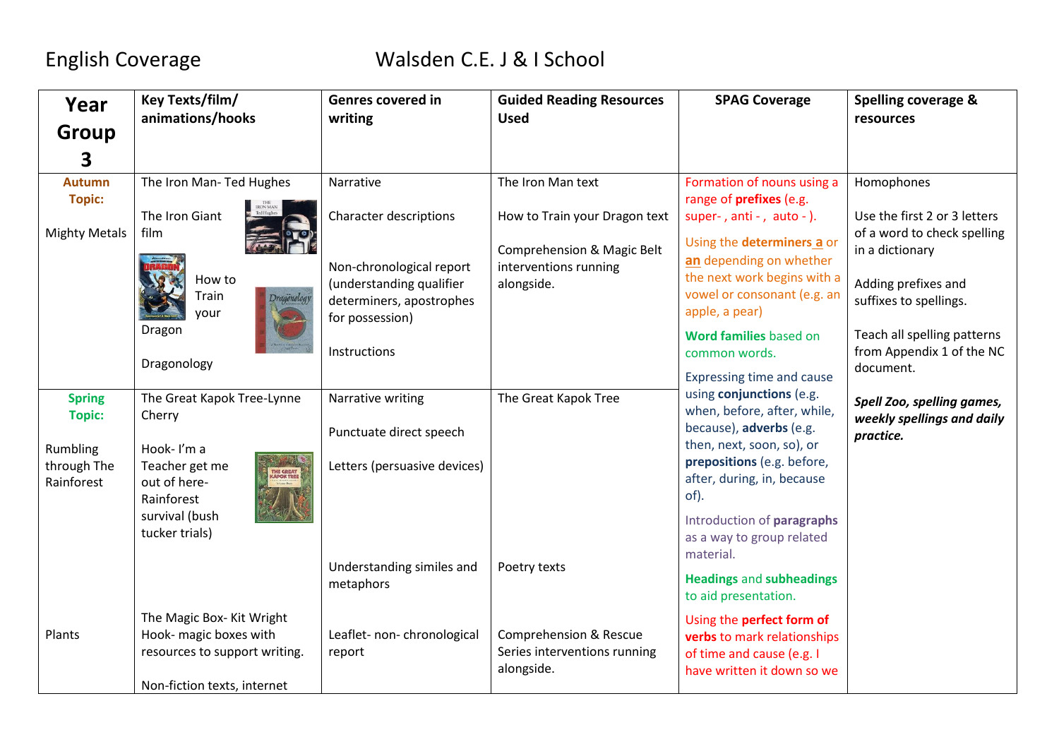English Coverage Walsden C.E. J & I School

| Year Group 3 | Key Texts/film/ animations/hooks | Genres covered in writing | Guided Reading Resources Used | SPAG Coverage | Spelling coverage & resources |
|---|---|---|---|---|---|
| **Autumn Topic:** Mighty Metals | The Iron Man- Ted Hughes<br><br>The Iron Giant film<br><br>How to Train your Dragon<br><br>Dragonology | Narrative<br><br>Character descriptions<br><br>Non-chronological report (understanding qualifier determiners, apostrophes for possession)<br><br>Instructions | The Iron Man text<br><br>How to Train your Dragon text<br><br>Comprehension & Magic Belt interventions running alongside. | Formation of nouns using a range of **prefixes** (e.g. super- , anti - , auto - ).<br><br>Using the **determiners a** or **an** depending on whether the next work begins with a vowel or consonant (e.g. an apple, a pear)<br><br>**Word families** based on common words.<br><br>Expressing time and cause using **conjunctions** (e.g. when, before, after, while, because), **adverbs** (e.g. then, next, soon, so), or **prepositions** (e.g. before, after, during, in, because of).<br><br>Introduction of **paragraphs** as a way to group related material.<br><br>**Headings** and **subheadings** to aid presentation.<br><br>Using the **perfect form of verbs** to mark relationships of time and cause (e.g. I have written it down so we | Homophones<br><br>Use the first 2 or 3 letters of a word to check spelling in a dictionary<br><br>Adding prefixes and suffixes to spellings.<br><br>Teach all spelling patterns from Appendix 1 of the NC document.<br><br>***Spell Zoo, spelling games, weekly spellings and daily practice.*** |
| **Spring Topic:** Rumbling through The Rainforest | The Great Kapok Tree-Lynne Cherry<br><br>Hook- I'm a Teacher get me out of here- Rainforest survival (bush tucker trials) | Narrative writing<br><br>Punctuate direct speech<br><br>Letters (persuasive devices)<br><br>Understanding similes and metaphors | The Great Kapok Tree<br><br>Poetry texts | | |
| Plants | The Magic Box- Kit Wright Hook- magic boxes with resources to support writing.<br><br>Non-fiction texts, internet | Leaflet- non- chronological report | Comprehension & Rescue Series interventions running alongside. | | |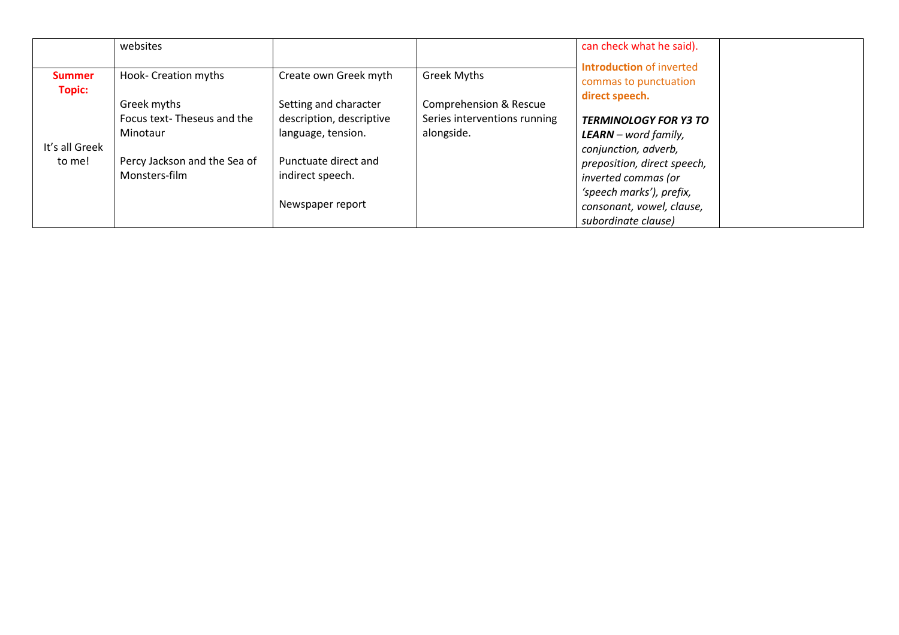| | | | | | |
|---|---|---|---|---|---|
| | websites | | | can check what he said). | |
| **Summer Topic:**<br><br>It's all Greek to me! | Hook- Creation myths<br><br>Greek myths<br>Focus text- Theseus and the Minotaur<br><br>Percy Jackson and the Sea of Monsters-film | Create own Greek myth<br><br>Setting and character description, descriptive language, tension.<br><br>Punctuate direct and indirect speech.<br><br>Newspaper report | Greek Myths<br><br>Comprehension & Rescue Series interventions running alongside. | **Introduction** of inverted commas to punctuation **direct speech.**<br><br>***TERMINOLOGY FOR Y3 TO LEARN*** *– word family, conjunction, adverb, preposition, direct speech, inverted commas (or 'speech marks'), prefix, consonant, vowel, clause, subordinate clause)* | |